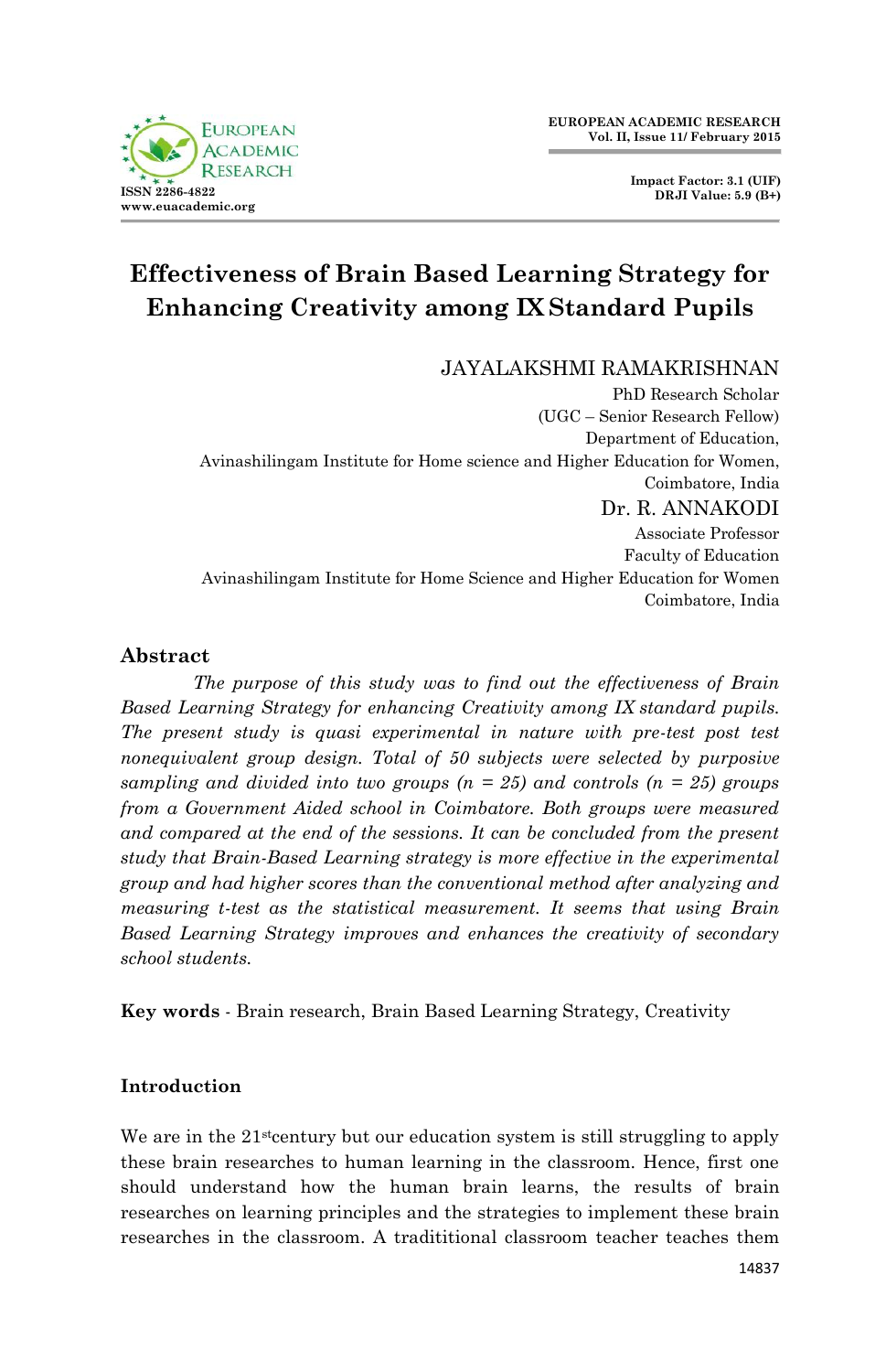# Effectiveness of Brain Based Learning Strategy for Enhancing Creativity among IX Standard Pupils

JAYALAKSHMI RAMAKRISHNAN
PhD Research Scholar
(UGC – Senior Research Fellow)
Department of Education,
Avinashilingam Institute for Home science and Higher Education for Women,
Coimbatore, India

Dr. R. ANNAKODI
Associate Professor
Faculty of Education
Avinashilingam Institute for Home Science and Higher Education for Women
Coimbatore, India

## Abstract

*The purpose of this study was to find out the effectiveness of Brain Based Learning Strategy for enhancing Creativity among IX standard pupils. The present study is quasi experimental in nature with pre-test post test nonequivalent group design. Total of 50 subjects were selected by purposive sampling and divided into two groups (n = 25) and controls (n = 25) groups from a Government Aided school in Coimbatore. Both groups were measured and compared at the end of the sessions. It can be concluded from the present study that Brain-Based Learning strategy is more effective in the experimental group and had higher scores than the conventional method after analyzing and measuring t-test as the statistical measurement. It seems that using Brain Based Learning Strategy improves and enhances the creativity of secondary school students.*

**Key words** - Brain research, Brain Based Learning Strategy, Creativity

## Introduction

We are in the 21st century but our education system is still struggling to apply these brain researches to human learning in the classroom. Hence, first one should understand how the human brain learns, the results of brain researches on learning principles and the strategies to implement these brain researches in the classroom. A tradititional classroom teacher teaches them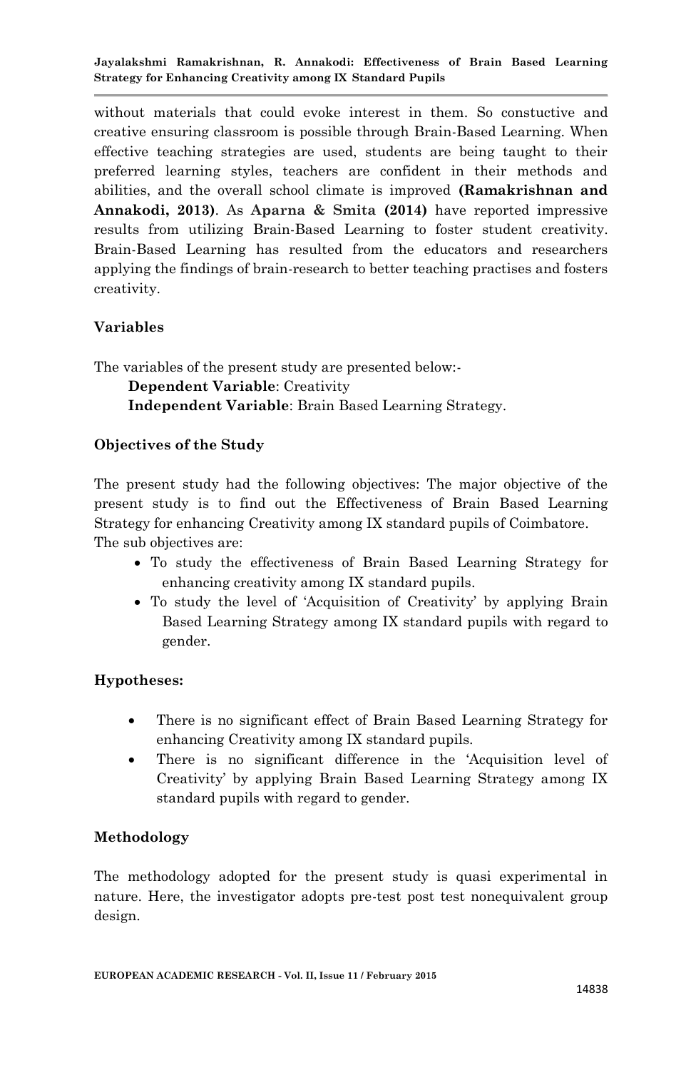without materials that could evoke interest in them. So constuctive and creative ensuring classroom is possible through Brain-Based Learning. When effective teaching strategies are used, students are being taught to their preferred learning styles, teachers are confident in their methods and abilities, and the overall school climate is improved **(Ramakrishnan and Annakodi, 2013)**. As **Aparna & Smita (2014)** have reported impressive results from utilizing Brain-Based Learning to foster student creativity. Brain-Based Learning has resulted from the educators and researchers applying the findings of brain-research to better teaching practises and fosters creativity.

## Variables

The variables of the present study are presented below:-

**Dependent Variable**: Creativity
**Independent Variable**: Brain Based Learning Strategy.

## Objectives of the Study

The present study had the following objectives: The major objective of the present study is to find out the Effectiveness of Brain Based Learning Strategy for enhancing Creativity among IX standard pupils of Coimbatore.
The sub objectives are:

- To study the effectiveness of Brain Based Learning Strategy for enhancing creativity among IX standard pupils.
- To study the level of 'Acquisition of Creativity' by applying Brain Based Learning Strategy among IX standard pupils with regard to gender.

## Hypotheses:

- There is no significant effect of Brain Based Learning Strategy for enhancing Creativity among IX standard pupils.
- There is no significant difference in the 'Acquisition level of Creativity' by applying Brain Based Learning Strategy among IX standard pupils with regard to gender.

## Methodology

The methodology adopted for the present study is quasi experimental in nature. Here, the investigator adopts pre-test post test nonequivalent group design.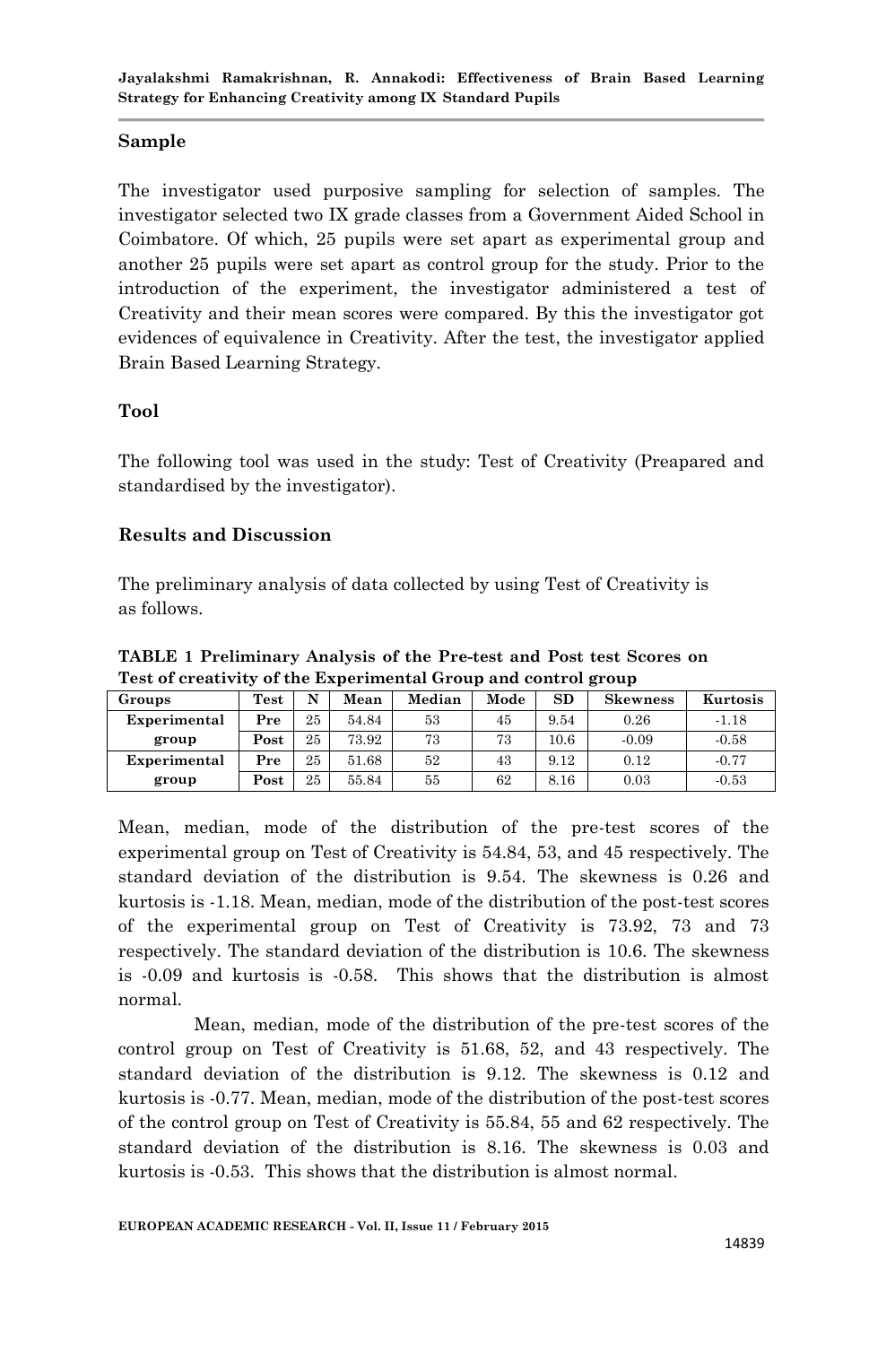## Sample

The investigator used purposive sampling for selection of samples. The investigator selected two IX grade classes from a Government Aided School in Coimbatore. Of which, 25 pupils were set apart as experimental group and another 25 pupils were set apart as control group for the study. Prior to the introduction of the experiment, the investigator administered a test of Creativity and their mean scores were compared. By this the investigator got evidences of equivalence in Creativity. After the test, the investigator applied Brain Based Learning Strategy.

## Tool

The following tool was used in the study: Test of Creativity (Preapared and standardised by the investigator).

## Results and Discussion

The preliminary analysis of data collected by using Test of Creativity is as follows.

**TABLE 1 Preliminary Analysis of the Pre-test and Post test Scores on Test of creativity of the Experimental Group and control group**

| Groups | Test | N | Mean | Median | Mode | SD | Skewness | Kurtosis |
|---|---|---|---|---|---|---|---|---|
| Experimental group | Pre | 25 | 54.84 | 53 | 45 | 9.54 | 0.26 | -1.18 |
| | Post | 25 | 73.92 | 73 | 73 | 10.6 | -0.09 | -0.58 |
| Experimental group | Pre | 25 | 51.68 | 52 | 43 | 9.12 | 0.12 | -0.77 |
| | Post | 25 | 55.84 | 55 | 62 | 8.16 | 0.03 | -0.53 |

Mean, median, mode of the distribution of the pre-test scores of the experimental group on Test of Creativity is 54.84, 53, and 45 respectively. The standard deviation of the distribution is 9.54. The skewness is 0.26 and kurtosis is -1.18. Mean, median, mode of the distribution of the post-test scores of the experimental group on Test of Creativity is 73.92, 73 and 73 respectively. The standard deviation of the distribution is 10.6. The skewness is -0.09 and kurtosis is -0.58. This shows that the distribution is almost normal.

Mean, median, mode of the distribution of the pre-test scores of the control group on Test of Creativity is 51.68, 52, and 43 respectively. The standard deviation of the distribution is 9.12. The skewness is 0.12 and kurtosis is -0.77. Mean, median, mode of the distribution of the post-test scores of the control group on Test of Creativity is 55.84, 55 and 62 respectively. The standard deviation of the distribution is 8.16. The skewness is 0.03 and kurtosis is -0.53. This shows that the distribution is almost normal.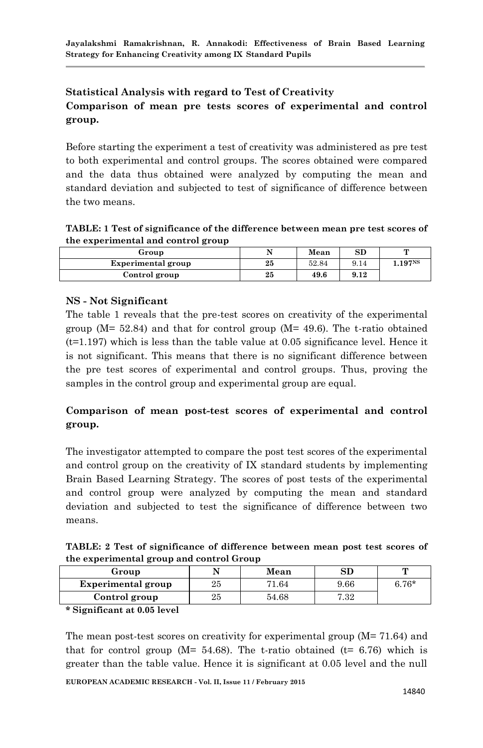## Statistical Analysis with regard to Test of Creativity

### Comparison of mean pre tests scores of experimental and control group.

Before starting the experiment a test of creativity was administered as pre test to both experimental and control groups. The scores obtained were compared and the data thus obtained were analyzed by computing the mean and standard deviation and subjected to test of significance of difference between the two means.

**TABLE: 1 Test of significance of the difference between mean pre test scores of the experimental and control group**

| Group | N | Mean | SD | T |
|---|---|---|---|---|
| **Experimental group** | **25** | 52.84 | 9.14 | **1.197[NS]** |
| **Control group** | **25** | **49.6** | **9.12** | |

**NS - Not Significant**

The table 1 reveals that the pre-test scores on creativity of the experimental group (M= 52.84) and that for control group (M= 49.6). The t-ratio obtained (t=1.197) which is less than the table value at 0.05 significance level. Hence it is not significant. This means that there is no significant difference between the pre test scores of experimental and control groups. Thus, proving the samples in the control group and experimental group are equal.

### Comparison of mean post-test scores of experimental and control group.

The investigator attempted to compare the post test scores of the experimental and control group on the creativity of IX standard students by implementing Brain Based Learning Strategy. The scores of post tests of the experimental and control group were analyzed by computing the mean and standard deviation and subjected to test the significance of difference between two means.

**TABLE: 2 Test of significance of difference between mean post test scores of the experimental group and control Group**

| Group | N | Mean | SD | T |
|---|---|---|---|---|
| **Experimental group** | 25 | 71.64 | 9.66 | 6.76* |
| **Control group** | 25 | 54.68 | 7.32 | |

**\* Significant at 0.05 level**

The mean post-test scores on creativity for experimental group (M= 71.64) and that for control group (M= 54.68). The t-ratio obtained (t= 6.76) which is greater than the table value. Hence it is significant at 0.05 level and the null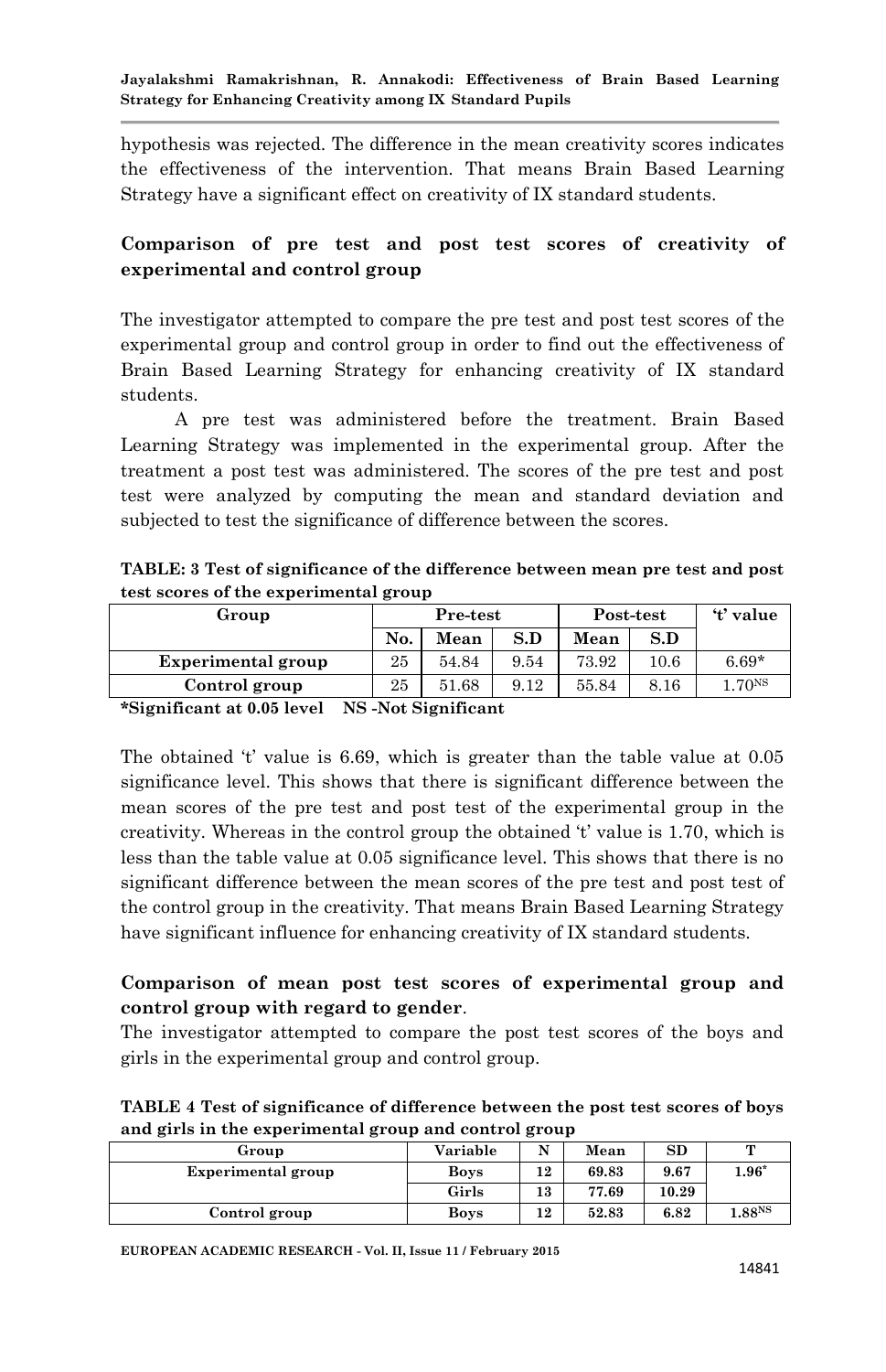hypothesis was rejected. The difference in the mean creativity scores indicates the effectiveness of the intervention. That means Brain Based Learning Strategy have a significant effect on creativity of IX standard students.

## Comparison of pre test and post test scores of creativity of experimental and control group

The investigator attempted to compare the pre test and post test scores of the experimental group and control group in order to find out the effectiveness of Brain Based Learning Strategy for enhancing creativity of IX standard students.

A pre test was administered before the treatment. Brain Based Learning Strategy was implemented in the experimental group. After the treatment a post test was administered. The scores of the pre test and post test were analyzed by computing the mean and standard deviation and subjected to test the significance of difference between the scores.

**TABLE: 3 Test of significance of the difference between mean pre test and post test scores of the experimental group**

| Group | Pre-test | | | Post-test | | 't' value |
|---|---|---|---|---|---|---|
| | No. | Mean | S.D | Mean | S.D | |
| **Experimental group** | 25 | 54.84 | 9.54 | 73.92 | 10.6 | 6.69* |
| **Control group** | 25 | 51.68 | 9.12 | 55.84 | 8.16 | 1.70[NS] |

**\*Significant at 0.05 level NS -Not Significant**

The obtained 't' value is 6.69, which is greater than the table value at 0.05 significance level. This shows that there is significant difference between the mean scores of the pre test and post test of the experimental group in the creativity. Whereas in the control group the obtained 't' value is 1.70, which is less than the table value at 0.05 significance level. This shows that there is no significant difference between the mean scores of the pre test and post test of the control group in the creativity. That means Brain Based Learning Strategy have significant influence for enhancing creativity of IX standard students.

## Comparison of mean post test scores of experimental group and control group with regard to gender.

The investigator attempted to compare the post test scores of the boys and girls in the experimental group and control group.

**TABLE 4 Test of significance of difference between the post test scores of boys and girls in the experimental group and control group**

| Group | Variable | N | Mean | SD | T |
|---|---|---|---|---|---|
| **Experimental group** | **Boys** | **12** | **69.83** | **9.67** | **1.96\*** |
| | **Girls** | **13** | **77.69** | **10.29** | |
| **Control group** | **Boys** | **12** | **52.83** | **6.82** | **1.88[NS]** |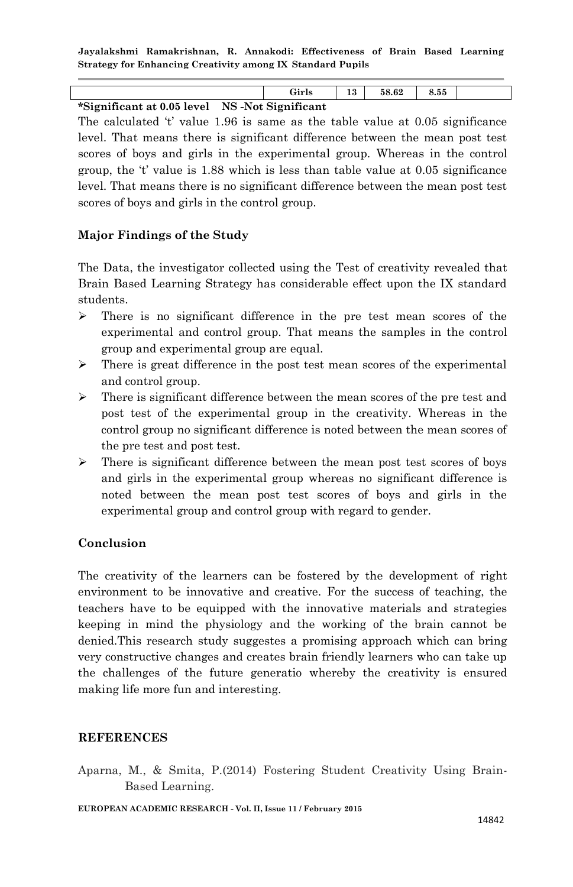| | Girls | 13 | 58.62 | 8.55 | |
|---|---|---|---|---|---|

**\*Significant at 0.05 level NS -Not Significant**

The calculated 't' value 1.96 is same as the table value at 0.05 significance level. That means there is significant difference between the mean post test scores of boys and girls in the experimental group. Whereas in the control group, the 't' value is 1.88 which is less than table value at 0.05 significance level. That means there is no significant difference between the mean post test scores of boys and girls in the control group.

### Major Findings of the Study

The Data, the investigator collected using the Test of creativity revealed that Brain Based Learning Strategy has considerable effect upon the IX standard students.

- There is no significant difference in the pre test mean scores of the experimental and control group. That means the samples in the control group and experimental group are equal.
- There is great difference in the post test mean scores of the experimental and control group.
- There is significant difference between the mean scores of the pre test and post test of the experimental group in the creativity. Whereas in the control group no significant difference is noted between the mean scores of the pre test and post test.
- There is significant difference between the mean post test scores of boys and girls in the experimental group whereas no significant difference is noted between the mean post test scores of boys and girls in the experimental group and control group with regard to gender.

### Conclusion

The creativity of the learners can be fostered by the development of right environment to be innovative and creative. For the success of teaching, the teachers have to be equipped with the innovative materials and strategies keeping in mind the physiology and the working of the brain cannot be denied.This research study suggestes a promising approach which can bring very constructive changes and creates brain friendly learners who can take up the challenges of the future generatio whereby the creativity is ensured making life more fun and interesting.

### REFERENCES

Aparna, M., & Smita, P.(2014) Fostering Student Creativity Using Brain-Based Learning.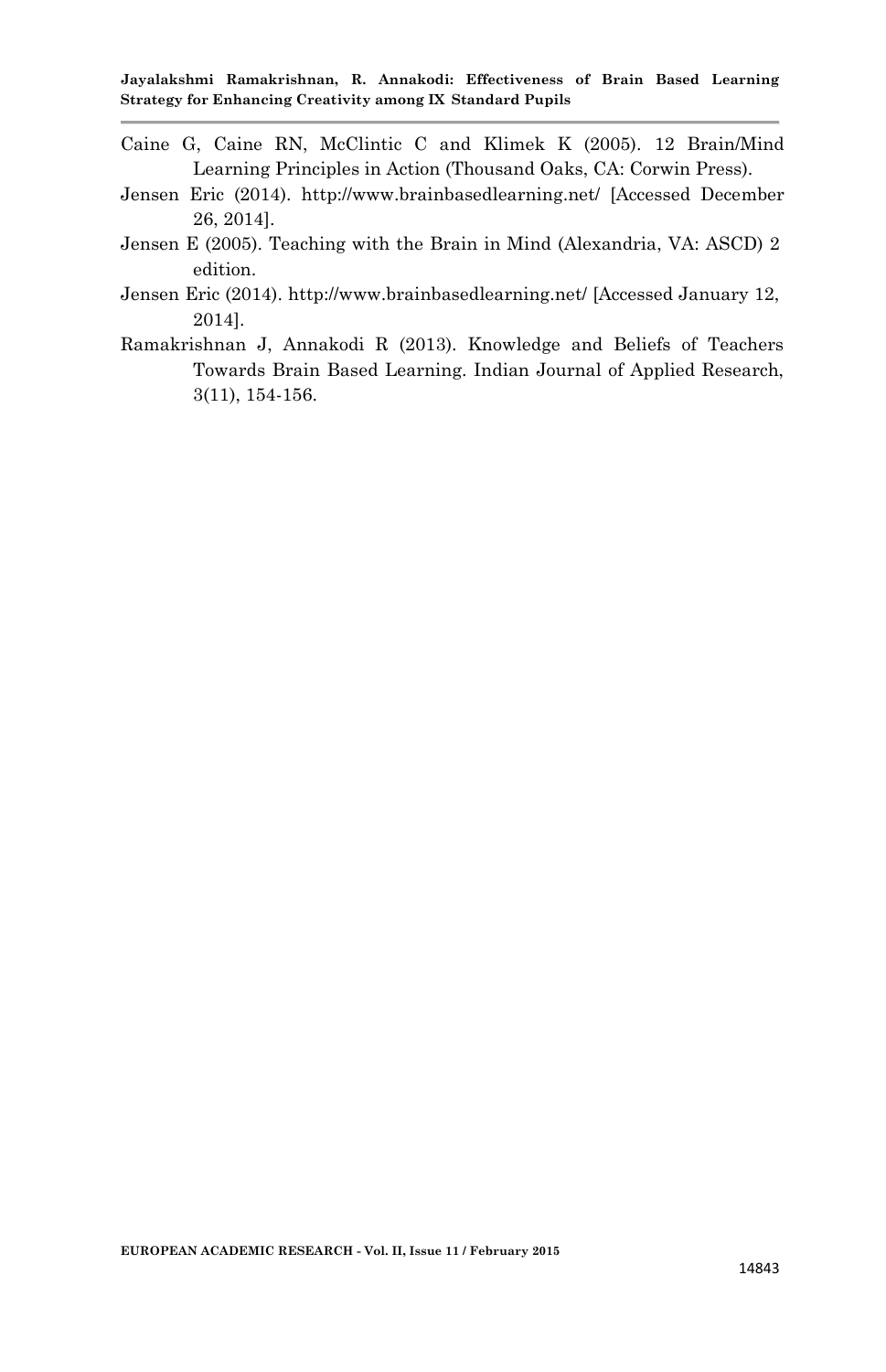Caine G, Caine RN, McClintic C and Klimek K (2005). 12 Brain/Mind Learning Principles in Action (Thousand Oaks, CA: Corwin Press).

Jensen Eric (2014). http://www.brainbasedlearning.net/ [Accessed December 26, 2014].

Jensen E (2005). Teaching with the Brain in Mind (Alexandria, VA: ASCD) 2 edition.

Jensen Eric (2014). http://www.brainbasedlearning.net/ [Accessed January 12, 2014].

Ramakrishnan J, Annakodi R (2013). Knowledge and Beliefs of Teachers Towards Brain Based Learning. Indian Journal of Applied Research, 3(11), 154-156.